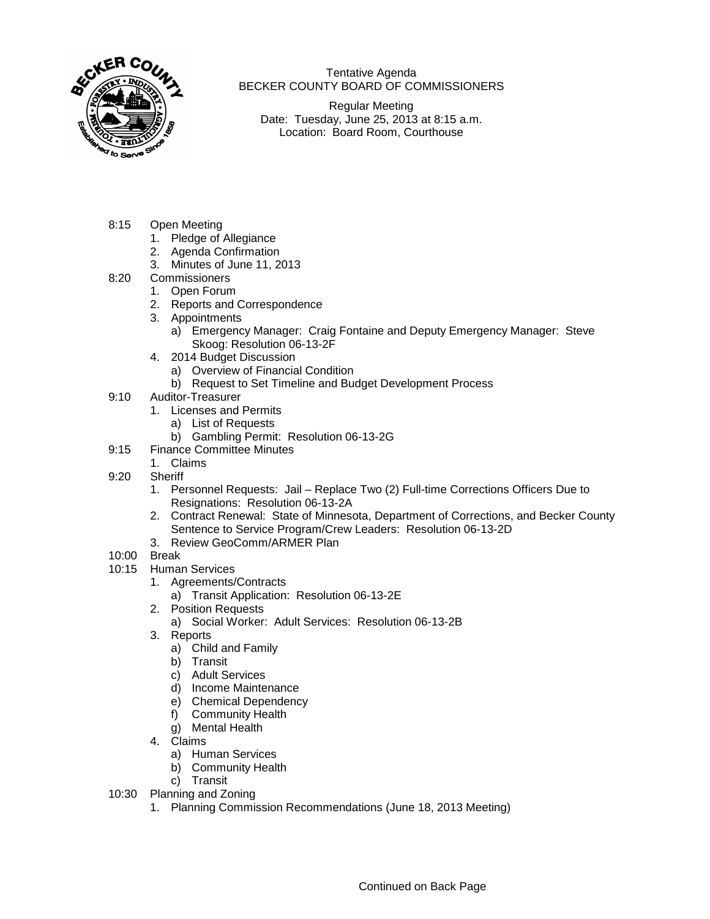Tentative Agenda
BECKER COUNTY BOARD OF COMMISSIONERS

Regular Meeting
Date: Tuesday, June 25, 2013 at 8:15 a.m.
Location: Board Room, Courthouse

8:15 Open Meeting
1. Pledge of Allegiance
2. Agenda Confirmation
3. Minutes of June 11, 2013

8:20 Commissioners
1. Open Forum
2. Reports and Correspondence
3. Appointments
   a) Emergency Manager: Craig Fontaine and Deputy Emergency Manager: Steve Skoog: Resolution 06-13-2F
4. 2014 Budget Discussion
   a) Overview of Financial Condition
   b) Request to Set Timeline and Budget Development Process

9:10 Auditor-Treasurer
1. Licenses and Permits
   a) List of Requests
   b) Gambling Permit: Resolution 06-13-2G

9:15 Finance Committee Minutes
1. Claims

9:20 Sheriff
1. Personnel Requests: Jail – Replace Two (2) Full-time Corrections Officers Due to Resignations: Resolution 06-13-2A
2. Contract Renewal: State of Minnesota, Department of Corrections, and Becker County Sentence to Service Program/Crew Leaders: Resolution 06-13-2D
3. Review GeoComm/ARMER Plan

10:00 Break

10:15 Human Services
1. Agreements/Contracts
   a) Transit Application: Resolution 06-13-2E
2. Position Requests
   a) Social Worker: Adult Services: Resolution 06-13-2B
3. Reports
   a) Child and Family
   b) Transit
   c) Adult Services
   d) Income Maintenance
   e) Chemical Dependency
   f) Community Health
   g) Mental Health
4. Claims
   a) Human Services
   b) Community Health
   c) Transit

10:30 Planning and Zoning
1. Planning Commission Recommendations (June 18, 2013 Meeting)

Continued on Back Page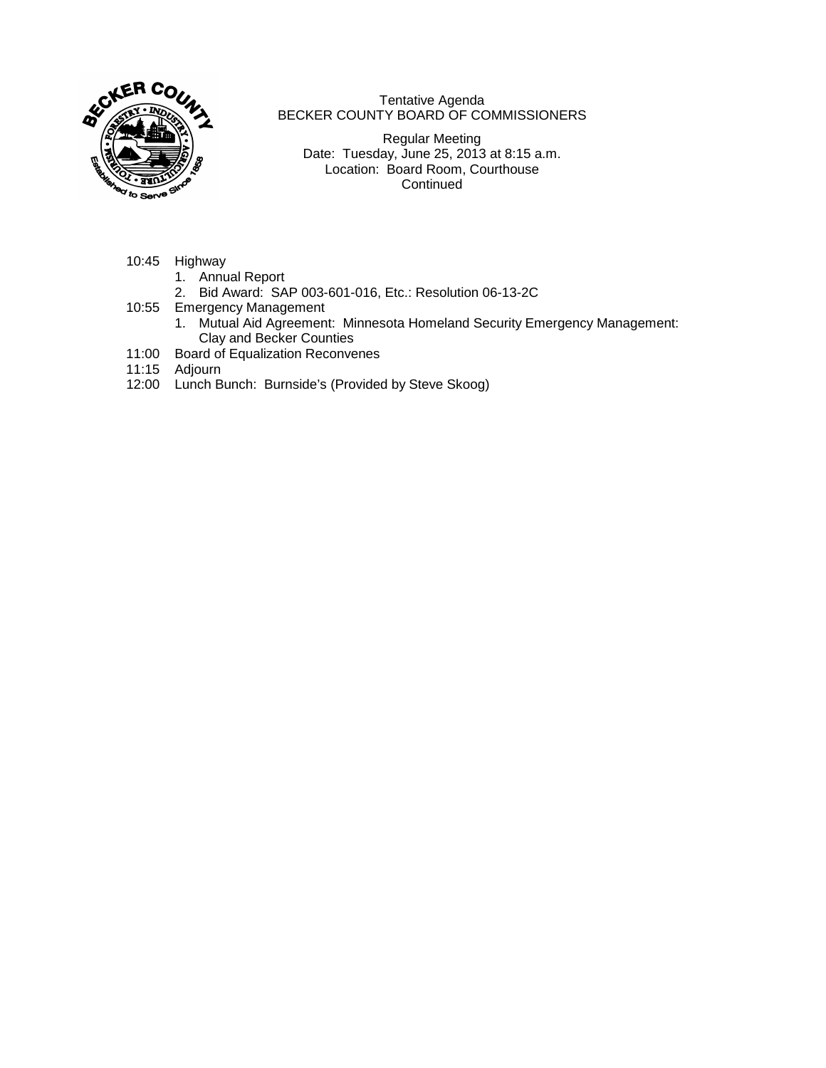Tentative Agenda
BECKER COUNTY BOARD OF COMMISSIONERS

Regular Meeting
Date: Tuesday, June 25, 2013 at 8:15 a.m.
Location: Board Room, Courthouse
Continued

10:45 Highway
1. Annual Report
2. Bid Award: SAP 003-601-016, Etc.: Resolution 06-13-2C

10:55 Emergency Management
1. Mutual Aid Agreement: Minnesota Homeland Security Emergency Management: Clay and Becker Counties

11:00 Board of Equalization Reconvenes

11:15 Adjourn

12:00 Lunch Bunch: Burnside's (Provided by Steve Skoog)